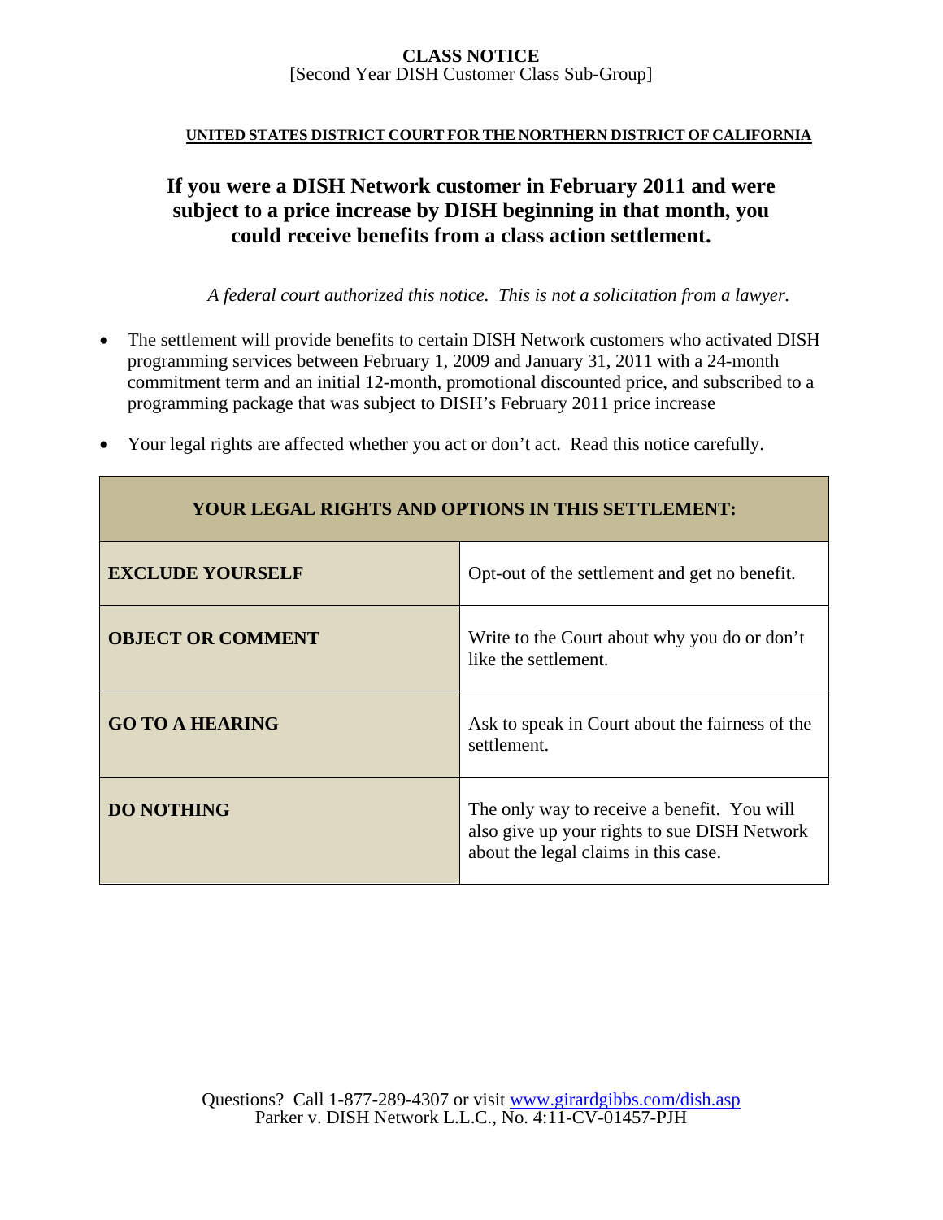**CLASS NOTICE**
[Second Year DISH Customer Class Sub-Group]

**UNITED STATES DISTRICT COURT FOR THE NORTHERN DISTRICT OF CALIFORNIA**

# If you were a DISH Network customer in February 2011 and were subject to a price increase by DISH beginning in that month, you could receive benefits from a class action settlement.

*A federal court authorized this notice. This is not a solicitation from a lawyer.*

- The settlement will provide benefits to certain DISH Network customers who activated DISH programming services between February 1, 2009 and January 31, 2011 with a 24-month commitment term and an initial 12-month, promotional discounted price, and subscribed to a programming package that was subject to DISH's February 2011 price increase
- Your legal rights are affected whether you act or don't act. Read this notice carefully.

| YOUR LEGAL RIGHTS AND OPTIONS IN THIS SETTLEMENT: | |
|---|---|
| **EXCLUDE YOURSELF** | Opt-out of the settlement and get no benefit. |
| **OBJECT OR COMMENT** | Write to the Court about why you do or don't like the settlement. |
| **GO TO A HEARING** | Ask to speak in Court about the fairness of the settlement. |
| **DO NOTHING** | The only way to receive a benefit. You will also give up your rights to sue DISH Network about the legal claims in this case. |

Questions? Call 1-877-289-4307 or visit www.girardgibbs.com/dish.asp
Parker v. DISH Network L.L.C., No. 4:11-CV-01457-PJH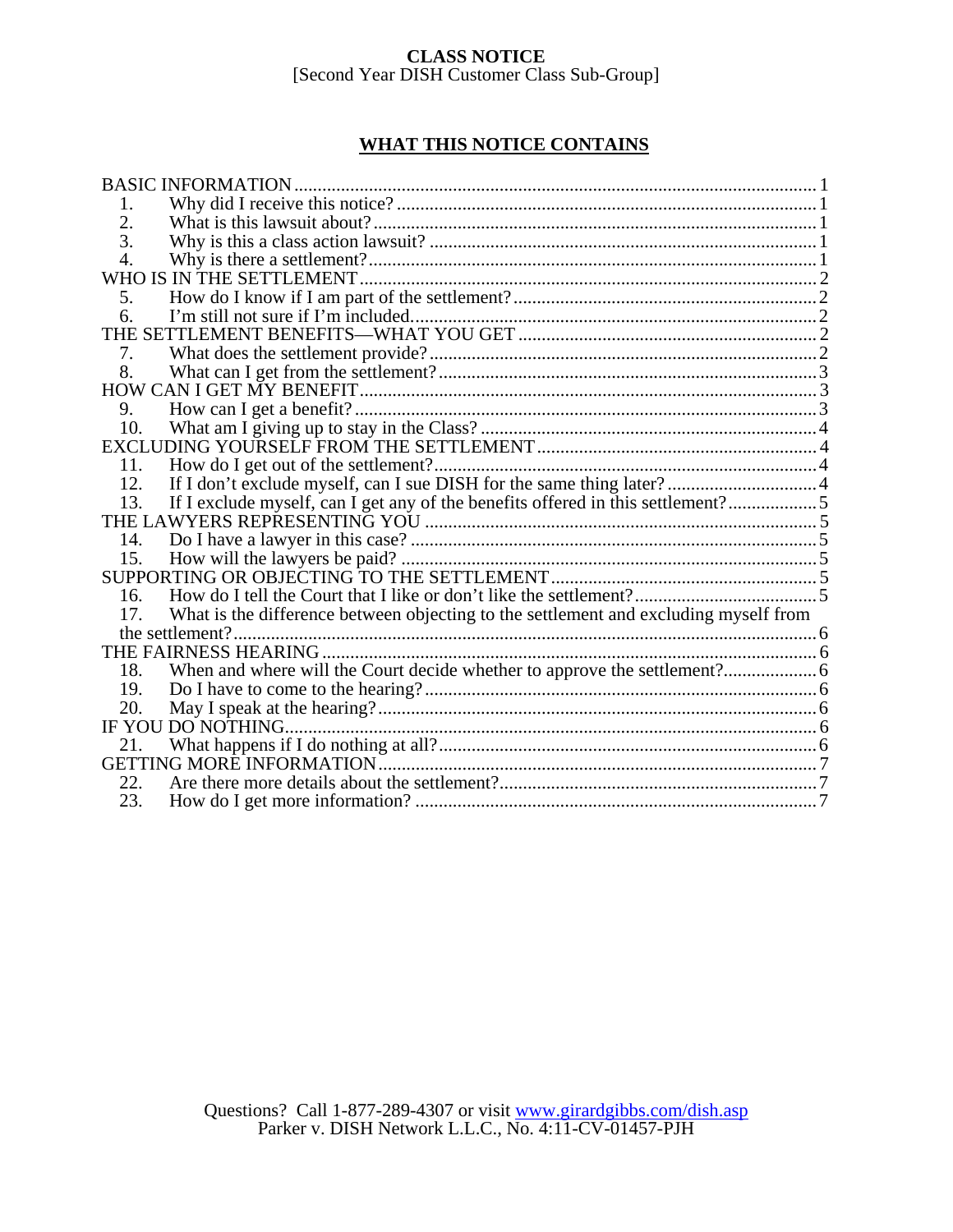**CLASS NOTICE**
[Second Year DISH Customer Class Sub-Group]

## WHAT THIS NOTICE CONTAINS

BASIC INFORMATION ........ 1
1. Why did I receive this notice? ........ 1
2. What is this lawsuit about? ........ 1
3. Why is this a class action lawsuit? ........ 1
4. Why is there a settlement? ........ 1

WHO IS IN THE SETTLEMENT ........ 2
5. How do I know if I am part of the settlement? ........ 2
6. I'm still not sure if I'm included. ........ 2

THE SETTLEMENT BENEFITS—WHAT YOU GET ........ 2
7. What does the settlement provide? ........ 2
8. What can I get from the settlement? ........ 3

HOW CAN I GET MY BENEFIT ........ 3
9. How can I get a benefit? ........ 3
10. What am I giving up to stay in the Class? ........ 4

EXCLUDING YOURSELF FROM THE SETTLEMENT ........ 4
11. How do I get out of the settlement? ........ 4
12. If I don't exclude myself, can I sue DISH for the same thing later? ........ 4
13. If I exclude myself, can I get any of the benefits offered in this settlement? ........ 5

THE LAWYERS REPRESENTING YOU ........ 5
14. Do I have a lawyer in this case? ........ 5
15. How will the lawyers be paid? ........ 5

SUPPORTING OR OBJECTING TO THE SETTLEMENT ........ 5
16. How do I tell the Court that I like or don't like the settlement? ........ 5
17. What is the difference between objecting to the settlement and excluding myself from the settlement? ........ 6

THE FAIRNESS HEARING ........ 6
18. When and where will the Court decide whether to approve the settlement? ........ 6
19. Do I have to come to the hearing? ........ 6
20. May I speak at the hearing? ........ 6

IF YOU DO NOTHING ........ 6
21. What happens if I do nothing at all? ........ 6

GETTING MORE INFORMATION ........ 7
22. Are there more details about the settlement? ........ 7
23. How do I get more information? ........ 7

Questions? Call 1-877-289-4307 or visit www.girardgibbs.com/dish.asp
Parker v. DISH Network L.L.C., No. 4:11-CV-01457-PJH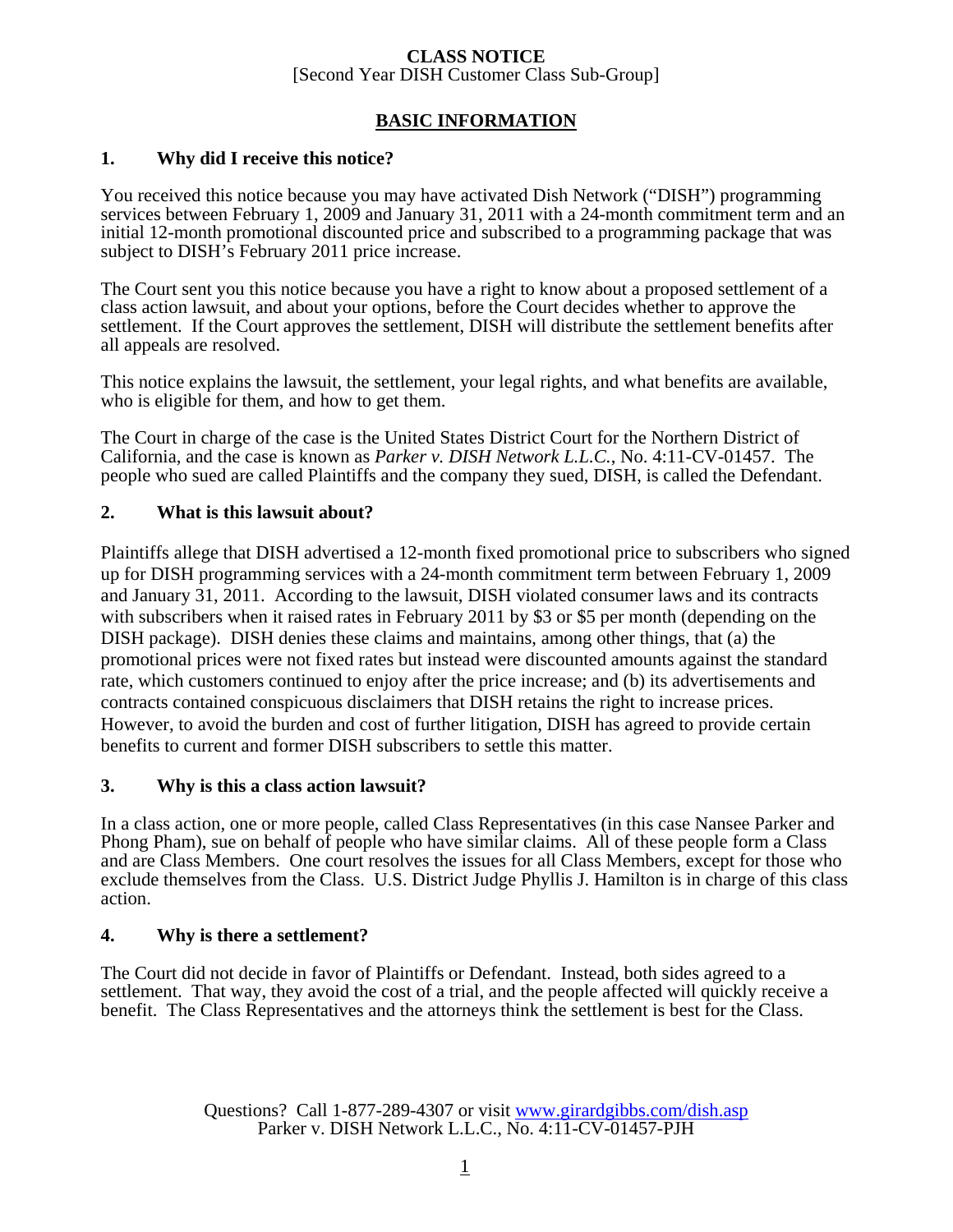**CLASS NOTICE**
[Second Year DISH Customer Class Sub-Group]

## BASIC INFORMATION

### 1. Why did I receive this notice?

You received this notice because you may have activated Dish Network ("DISH") programming services between February 1, 2009 and January 31, 2011 with a 24-month commitment term and an initial 12-month promotional discounted price and subscribed to a programming package that was subject to DISH's February 2011 price increase.

The Court sent you this notice because you have a right to know about a proposed settlement of a class action lawsuit, and about your options, before the Court decides whether to approve the settlement. If the Court approves the settlement, DISH will distribute the settlement benefits after all appeals are resolved.

This notice explains the lawsuit, the settlement, your legal rights, and what benefits are available, who is eligible for them, and how to get them.

The Court in charge of the case is the United States District Court for the Northern District of California, and the case is known as *Parker v. DISH Network L.L.C.*, No. 4:11-CV-01457. The people who sued are called Plaintiffs and the company they sued, DISH, is called the Defendant.

### 2. What is this lawsuit about?

Plaintiffs allege that DISH advertised a 12-month fixed promotional price to subscribers who signed up for DISH programming services with a 24-month commitment term between February 1, 2009 and January 31, 2011. According to the lawsuit, DISH violated consumer laws and its contracts with subscribers when it raised rates in February 2011 by $3 or $5 per month (depending on the DISH package). DISH denies these claims and maintains, among other things, that (a) the promotional prices were not fixed rates but instead were discounted amounts against the standard rate, which customers continued to enjoy after the price increase; and (b) its advertisements and contracts contained conspicuous disclaimers that DISH retains the right to increase prices. However, to avoid the burden and cost of further litigation, DISH has agreed to provide certain benefits to current and former DISH subscribers to settle this matter.

### 3. Why is this a class action lawsuit?

In a class action, one or more people, called Class Representatives (in this case Nansee Parker and Phong Pham), sue on behalf of people who have similar claims. All of these people form a Class and are Class Members. One court resolves the issues for all Class Members, except for those who exclude themselves from the Class. U.S. District Judge Phyllis J. Hamilton is in charge of this class action.

### 4. Why is there a settlement?

The Court did not decide in favor of Plaintiffs or Defendant. Instead, both sides agreed to a settlement. That way, they avoid the cost of a trial, and the people affected will quickly receive a benefit. The Class Representatives and the attorneys think the settlement is best for the Class.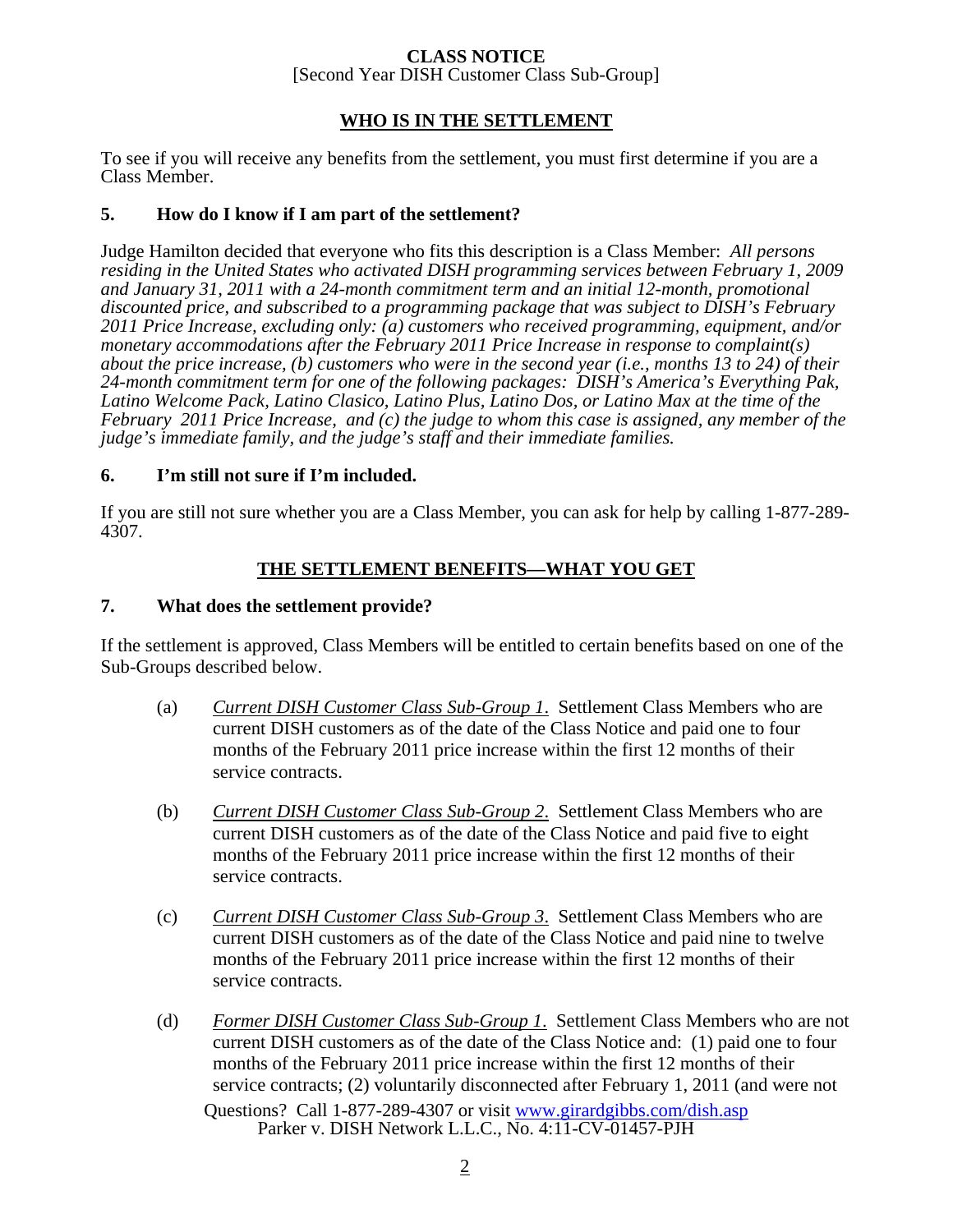**CLASS NOTICE**
[Second Year DISH Customer Class Sub-Group]

## WHO IS IN THE SETTLEMENT

To see if you will receive any benefits from the settlement, you must first determine if you are a Class Member.

### 5. How do I know if I am part of the settlement?

Judge Hamilton decided that everyone who fits this description is a Class Member: *All persons residing in the United States who activated DISH programming services between February 1, 2009 and January 31, 2011 with a 24-month commitment term and an initial 12-month, promotional discounted price, and subscribed to a programming package that was subject to DISH's February 2011 Price Increase, excluding only: (a) customers who received programming, equipment, and/or monetary accommodations after the February 2011 Price Increase in response to complaint(s) about the price increase, (b) customers who were in the second year (i.e., months 13 to 24) of their 24-month commitment term for one of the following packages: DISH's America's Everything Pak, Latino Welcome Pack, Latino Clasico, Latino Plus, Latino Dos, or Latino Max at the time of the February 2011 Price Increase, and (c) the judge to whom this case is assigned, any member of the judge's immediate family, and the judge's staff and their immediate families.*

### 6. I'm still not sure if I'm included.

If you are still not sure whether you are a Class Member, you can ask for help by calling 1-877-289-4307.

## THE SETTLEMENT BENEFITS—WHAT YOU GET

### 7. What does the settlement provide?

If the settlement is approved, Class Members will be entitled to certain benefits based on one of the Sub-Groups described below.

(a) *Current DISH Customer Class Sub-Group 1*. Settlement Class Members who are current DISH customers as of the date of the Class Notice and paid one to four months of the February 2011 price increase within the first 12 months of their service contracts.

(b) *Current DISH Customer Class Sub-Group 2*. Settlement Class Members who are current DISH customers as of the date of the Class Notice and paid five to eight months of the February 2011 price increase within the first 12 months of their service contracts.

(c) *Current DISH Customer Class Sub-Group 3*. Settlement Class Members who are current DISH customers as of the date of the Class Notice and paid nine to twelve months of the February 2011 price increase within the first 12 months of their service contracts.

(d) *Former DISH Customer Class Sub-Group 1*. Settlement Class Members who are not current DISH customers as of the date of the Class Notice and: (1) paid one to four months of the February 2011 price increase within the first 12 months of their service contracts; (2) voluntarily disconnected after February 1, 2011 (and were not

Questions? Call 1-877-289-4307 or visit www.girardgibbs.com/dish.asp
Parker v. DISH Network L.L.C., No. 4:11-CV-01457-PJH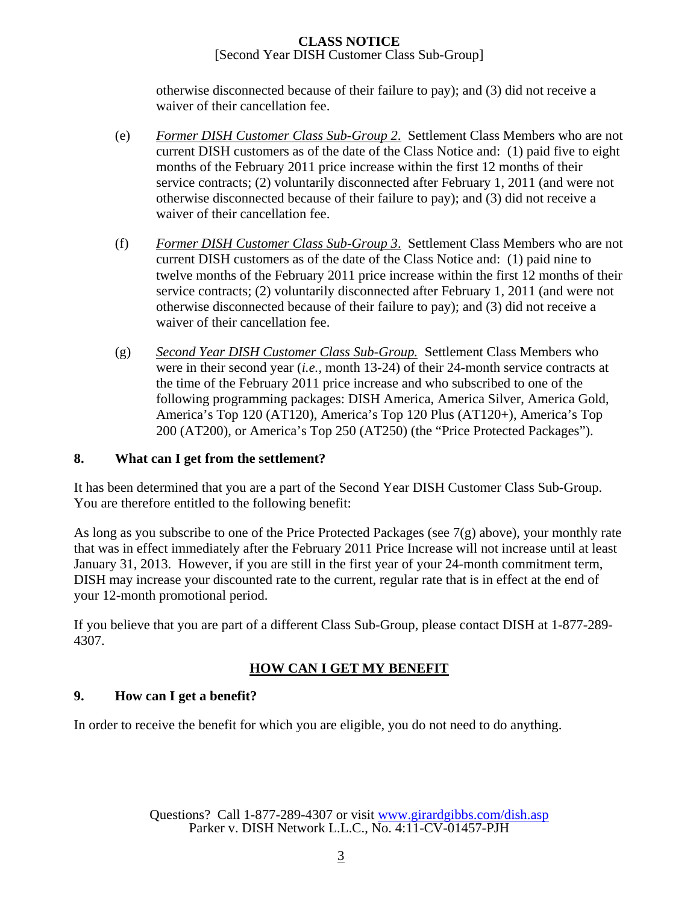otherwise disconnected because of their failure to pay); and (3) did not receive a waiver of their cancellation fee.

(e) *Former DISH Customer Class Sub-Group 2.* Settlement Class Members who are not current DISH customers as of the date of the Class Notice and: (1) paid five to eight months of the February 2011 price increase within the first 12 months of their service contracts; (2) voluntarily disconnected after February 1, 2011 (and were not otherwise disconnected because of their failure to pay); and (3) did not receive a waiver of their cancellation fee.

(f) *Former DISH Customer Class Sub-Group 3.* Settlement Class Members who are not current DISH customers as of the date of the Class Notice and: (1) paid nine to twelve months of the February 2011 price increase within the first 12 months of their service contracts; (2) voluntarily disconnected after February 1, 2011 (and were not otherwise disconnected because of their failure to pay); and (3) did not receive a waiver of their cancellation fee.

(g) *Second Year DISH Customer Class Sub-Group.* Settlement Class Members who were in their second year (*i.e.,* month 13-24) of their 24-month service contracts at the time of the February 2011 price increase and who subscribed to one of the following programming packages: DISH America, America Silver, America Gold, America's Top 120 (AT120), America's Top 120 Plus (AT120+), America's Top 200 (AT200), or America's Top 250 (AT250) (the "Price Protected Packages").

### 8. What can I get from the settlement?

It has been determined that you are a part of the Second Year DISH Customer Class Sub-Group. You are therefore entitled to the following benefit:

As long as you subscribe to one of the Price Protected Packages (see 7(g) above), your monthly rate that was in effect immediately after the February 2011 Price Increase will not increase until at least January 31, 2013. However, if you are still in the first year of your 24-month commitment term, DISH may increase your discounted rate to the current, regular rate that is in effect at the end of your 12-month promotional period.

If you believe that you are part of a different Class Sub-Group, please contact DISH at 1-877-289-4307.

## HOW CAN I GET MY BENEFIT

### 9. How can I get a benefit?

In order to receive the benefit for which you are eligible, you do not need to do anything.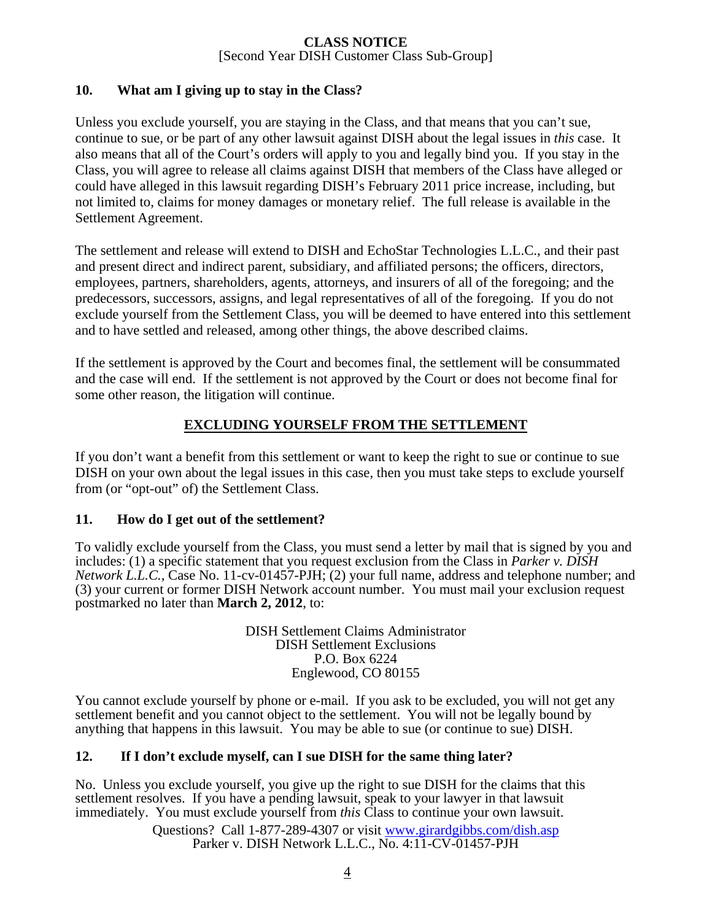### 10. What am I giving up to stay in the Class?

Unless you exclude yourself, you are staying in the Class, and that means that you can't sue, continue to sue, or be part of any other lawsuit against DISH about the legal issues in *this* case. It also means that all of the Court's orders will apply to you and legally bind you. If you stay in the Class, you will agree to release all claims against DISH that members of the Class have alleged or could have alleged in this lawsuit regarding DISH's February 2011 price increase, including, but not limited to, claims for money damages or monetary relief. The full release is available in the Settlement Agreement.

The settlement and release will extend to DISH and EchoStar Technologies L.L.C., and their past and present direct and indirect parent, subsidiary, and affiliated persons; the officers, directors, employees, partners, shareholders, agents, attorneys, and insurers of all of the foregoing; and the predecessors, successors, assigns, and legal representatives of all of the foregoing. If you do not exclude yourself from the Settlement Class, you will be deemed to have entered into this settlement and to have settled and released, among other things, the above described claims.

If the settlement is approved by the Court and becomes final, the settlement will be consummated and the case will end. If the settlement is not approved by the Court or does not become final for some other reason, the litigation will continue.

## EXCLUDING YOURSELF FROM THE SETTLEMENT

If you don't want a benefit from this settlement or want to keep the right to sue or continue to sue DISH on your own about the legal issues in this case, then you must take steps to exclude yourself from (or "opt-out" of) the Settlement Class.

### 11. How do I get out of the settlement?

To validly exclude yourself from the Class, you must send a letter by mail that is signed by you and includes: (1) a specific statement that you request exclusion from the Class in *Parker v. DISH Network L.L.C.*, Case No. 11-cv-01457-PJH; (2) your full name, address and telephone number; and (3) your current or former DISH Network account number. You must mail your exclusion request postmarked no later than **March 2, 2012**, to:

DISH Settlement Claims Administrator
DISH Settlement Exclusions
P.O. Box 6224
Englewood, CO 80155

You cannot exclude yourself by phone or e-mail. If you ask to be excluded, you will not get any settlement benefit and you cannot object to the settlement. You will not be legally bound by anything that happens in this lawsuit. You may be able to sue (or continue to sue) DISH.

### 12. If I don't exclude myself, can I sue DISH for the same thing later?

No. Unless you exclude yourself, you give up the right to sue DISH for the claims that this settlement resolves. If you have a pending lawsuit, speak to your lawyer in that lawsuit immediately. You must exclude yourself from *this* Class to continue your own lawsuit.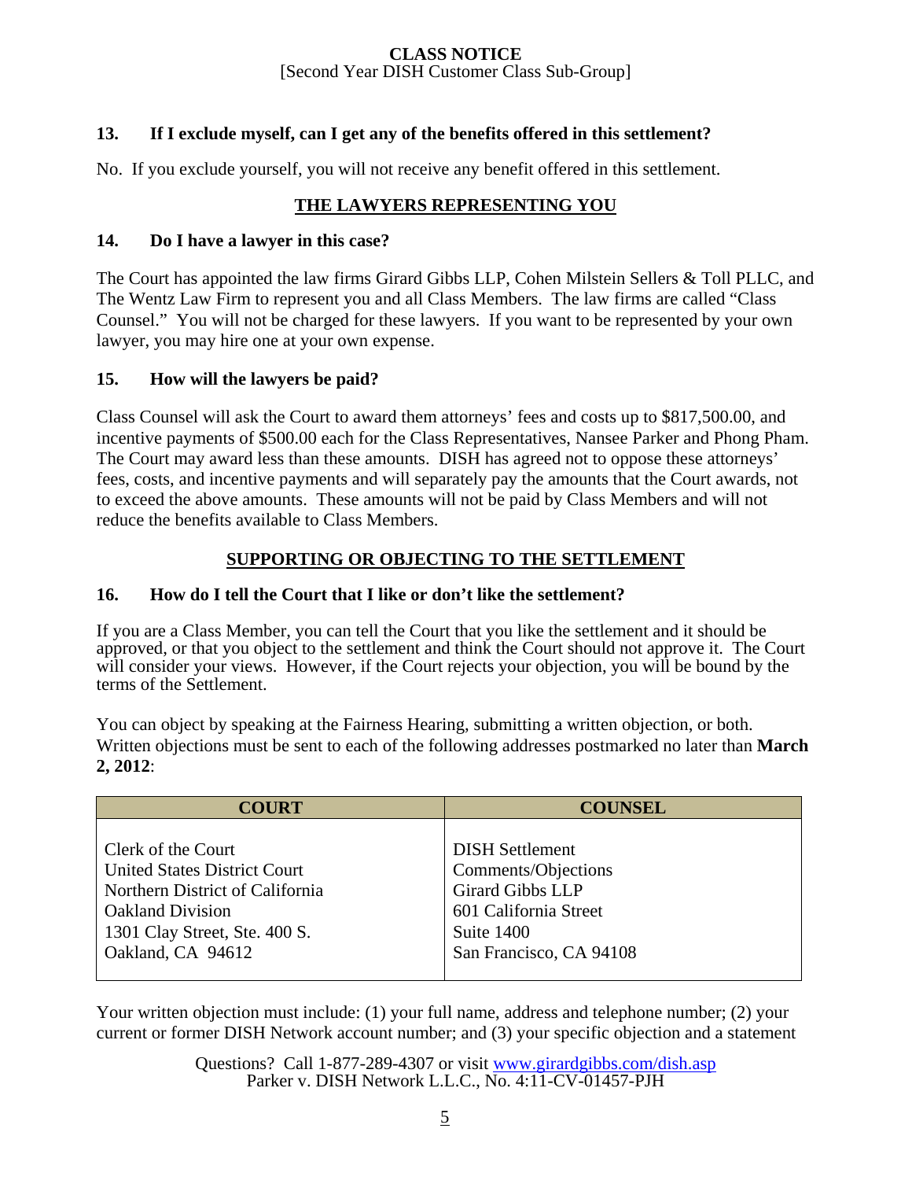**CLASS NOTICE**
[Second Year DISH Customer Class Sub-Group]

### 13. If I exclude myself, can I get any of the benefits offered in this settlement?

No. If you exclude yourself, you will not receive any benefit offered in this settlement.

## THE LAWYERS REPRESENTING YOU

### 14. Do I have a lawyer in this case?

The Court has appointed the law firms Girard Gibbs LLP, Cohen Milstein Sellers & Toll PLLC, and The Wentz Law Firm to represent you and all Class Members. The law firms are called "Class Counsel." You will not be charged for these lawyers. If you want to be represented by your own lawyer, you may hire one at your own expense.

### 15. How will the lawyers be paid?

Class Counsel will ask the Court to award them attorneys' fees and costs up to $817,500.00, and incentive payments of $500.00 each for the Class Representatives, Nansee Parker and Phong Pham. The Court may award less than these amounts. DISH has agreed not to oppose these attorneys' fees, costs, and incentive payments and will separately pay the amounts that the Court awards, not to exceed the above amounts. These amounts will not be paid by Class Members and will not reduce the benefits available to Class Members.

## SUPPORTING OR OBJECTING TO THE SETTLEMENT

### 16. How do I tell the Court that I like or don't like the settlement?

If you are a Class Member, you can tell the Court that you like the settlement and it should be approved, or that you object to the settlement and think the Court should not approve it. The Court will consider your views. However, if the Court rejects your objection, you will be bound by the terms of the Settlement.

You can object by speaking at the Fairness Hearing, submitting a written objection, or both. Written objections must be sent to each of the following addresses postmarked no later than **March 2, 2012**:

| COURT | COUNSEL |
|---|---|
| Clerk of the Court<br>United States District Court<br>Northern District of California<br>Oakland Division<br>1301 Clay Street, Ste. 400 S.<br>Oakland, CA 94612 | DISH Settlement<br>Comments/Objections<br>Girard Gibbs LLP<br>601 California Street<br>Suite 1400<br>San Francisco, CA 94108 |

Your written objection must include: (1) your full name, address and telephone number; (2) your current or former DISH Network account number; and (3) your specific objection and a statement

Questions? Call 1-877-289-4307 or visit www.girardgibbs.com/dish.asp
Parker v. DISH Network L.L.C., No. 4:11-CV-01457-PJH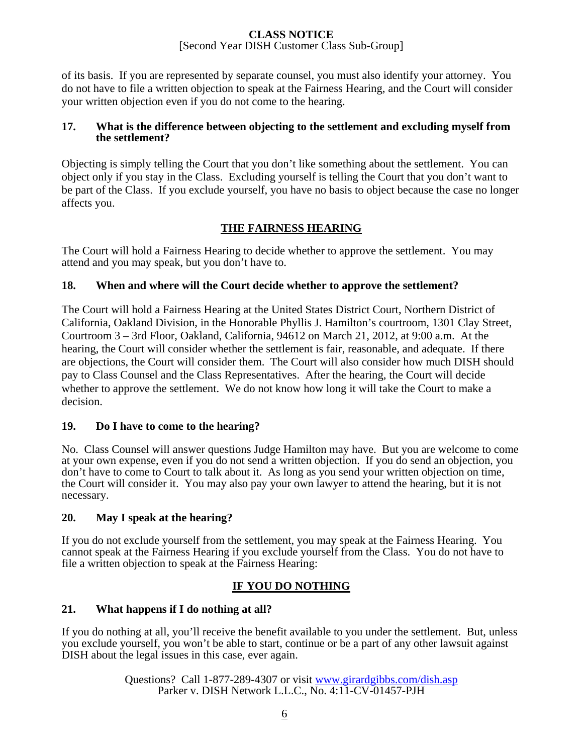of its basis. If you are represented by separate counsel, you must also identify your attorney. You do not have to file a written objection to speak at the Fairness Hearing, and the Court will consider your written objection even if you do not come to the hearing.

### 17. What is the difference between objecting to the settlement and excluding myself from the settlement?

Objecting is simply telling the Court that you don't like something about the settlement. You can object only if you stay in the Class. Excluding yourself is telling the Court that you don't want to be part of the Class. If you exclude yourself, you have no basis to object because the case no longer affects you.

## THE FAIRNESS HEARING

The Court will hold a Fairness Hearing to decide whether to approve the settlement. You may attend and you may speak, but you don't have to.

### 18. When and where will the Court decide whether to approve the settlement?

The Court will hold a Fairness Hearing at the United States District Court, Northern District of California, Oakland Division, in the Honorable Phyllis J. Hamilton's courtroom, 1301 Clay Street, Courtroom 3 – 3rd Floor, Oakland, California, 94612 on March 21, 2012, at 9:00 a.m. At the hearing, the Court will consider whether the settlement is fair, reasonable, and adequate. If there are objections, the Court will consider them. The Court will also consider how much DISH should pay to Class Counsel and the Class Representatives. After the hearing, the Court will decide whether to approve the settlement. We do not know how long it will take the Court to make a decision.

### 19. Do I have to come to the hearing?

No. Class Counsel will answer questions Judge Hamilton may have. But you are welcome to come at your own expense, even if you do not send a written objection. If you do send an objection, you don't have to come to Court to talk about it. As long as you send your written objection on time, the Court will consider it. You may also pay your own lawyer to attend the hearing, but it is not necessary.

### 20. May I speak at the hearing?

If you do not exclude yourself from the settlement, you may speak at the Fairness Hearing. You cannot speak at the Fairness Hearing if you exclude yourself from the Class. You do not have to file a written objection to speak at the Fairness Hearing:

## IF YOU DO NOTHING

### 21. What happens if I do nothing at all?

If you do nothing at all, you'll receive the benefit available to you under the settlement. But, unless you exclude yourself, you won't be able to start, continue or be a part of any other lawsuit against DISH about the legal issues in this case, ever again.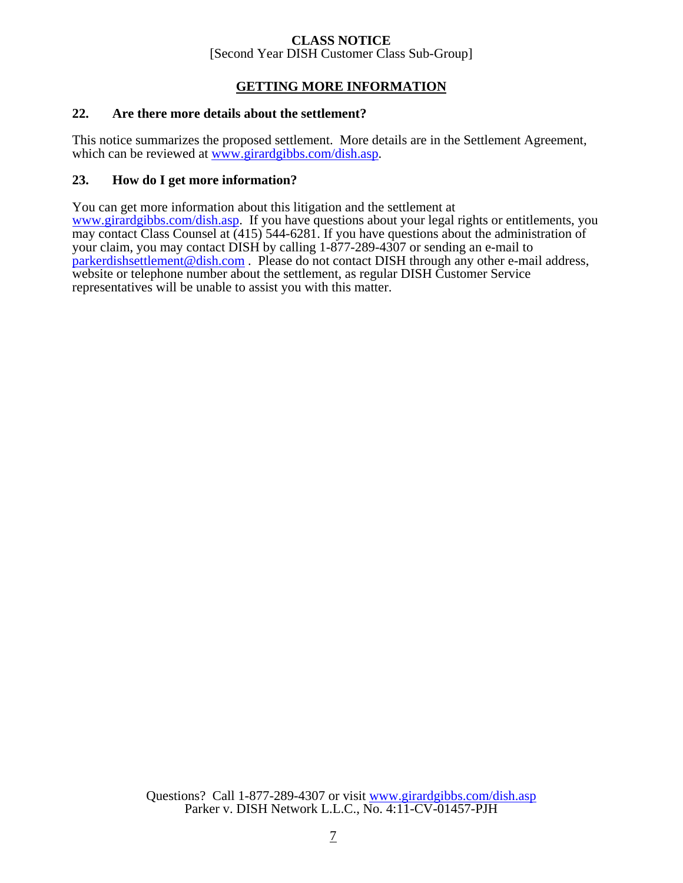## GETTING MORE INFORMATION

### 22. Are there more details about the settlement?

This notice summarizes the proposed settlement. More details are in the Settlement Agreement, which can be reviewed at www.girardgibbs.com/dish.asp.

### 23. How do I get more information?

You can get more information about this litigation and the settlement at www.girardgibbs.com/dish.asp. If you have questions about your legal rights or entitlements, you may contact Class Counsel at (415) 544-6281. If you have questions about the administration of your claim, you may contact DISH by calling 1-877-289-4307 or sending an e-mail to parkerdishsettlement@dish.com . Please do not contact DISH through any other e-mail address, website or telephone number about the settlement, as regular DISH Customer Service representatives will be unable to assist you with this matter.